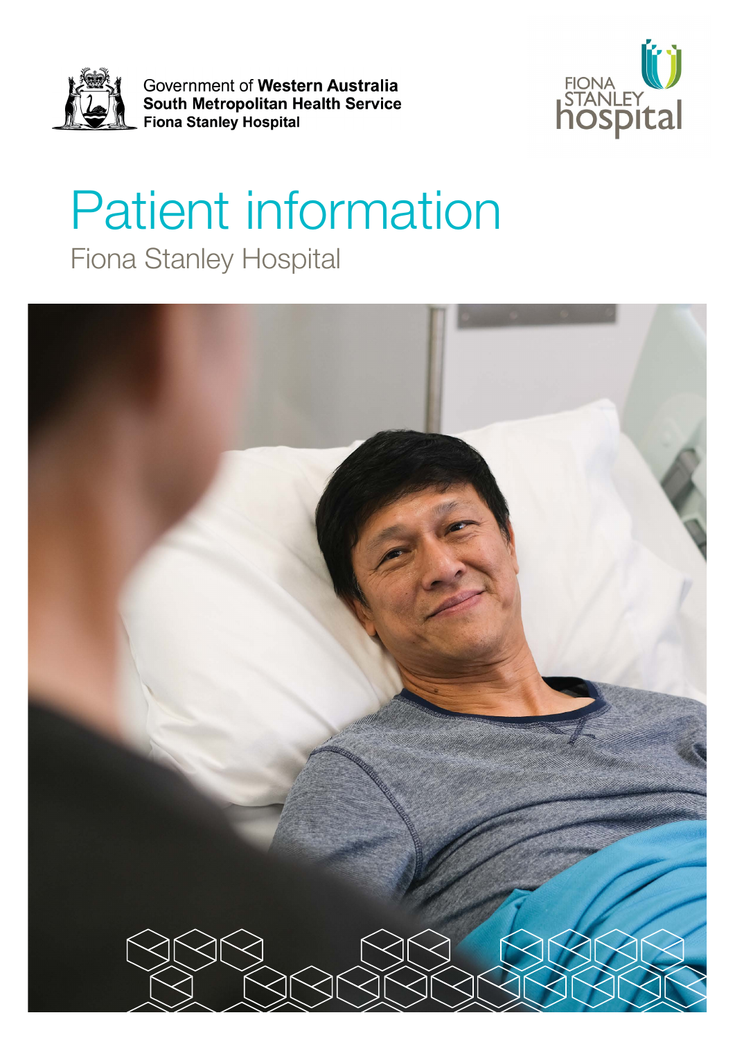Government of **Western Australia**
**South Metropolitan Health Service**
**Fiona Stanley Hospital**

FIONA STANLEY hospital

# Patient information

## Fiona Stanley Hospital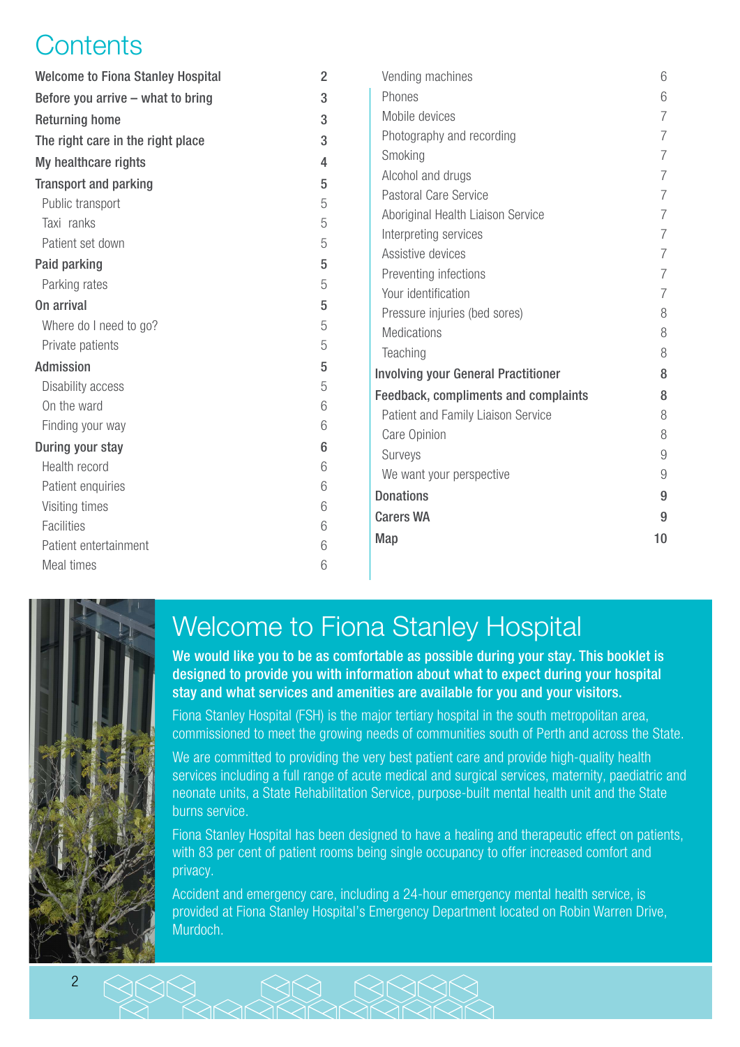# Contents

| | |
|---|---|
| **Welcome to Fiona Stanley Hospital** | **2** |
| **Before you arrive – what to bring** | **3** |
| **Returning home** | **3** |
| **The right care in the right place** | **3** |
| **My healthcare rights** | **4** |
| **Transport and parking** | **5** |
| Public transport | 5 |
| Taxi ranks | 5 |
| Patient set down | 5 |
| **Paid parking** | **5** |
| Parking rates | 5 |
| **On arrival** | **5** |
| Where do I need to go? | 5 |
| Private patients | 5 |
| **Admission** | **5** |
| Disability access | 5 |
| On the ward | 6 |
| Finding your way | 6 |
| **During your stay** | **6** |
| Health record | 6 |
| Patient enquiries | 6 |
| Visiting times | 6 |
| Facilities | 6 |
| Patient entertainment | 6 |
| Meal times | 6 |
| Vending machines | 6 |
| Phones | 6 |
| Mobile devices | 7 |
| Photography and recording | 7 |
| Smoking | 7 |
| Alcohol and drugs | 7 |
| Pastoral Care Service | 7 |
| Aboriginal Health Liaison Service | 7 |
| Interpreting services | 7 |
| Assistive devices | 7 |
| Preventing infections | 7 |
| Your identification | 7 |
| Pressure injuries (bed sores) | 8 |
| Medications | 8 |
| Teaching | 8 |
| **Involving your General Practitioner** | **8** |
| **Feedback, compliments and complaints** | **8** |
| Patient and Family Liaison Service | 8 |
| Care Opinion | 8 |
| Surveys | 9 |
| We want your perspective | 9 |
| **Donations** | **9** |
| **Carers WA** | **9** |
| **Map** | **10** |

# Welcome to Fiona Stanley Hospital

**We would like you to be as comfortable as possible during your stay. This booklet is designed to provide you with information about what to expect during your hospital stay and what services and amenities are available for you and your visitors.**

Fiona Stanley Hospital (FSH) is the major tertiary hospital in the south metropolitan area, commissioned to meet the growing needs of communities south of Perth and across the State.

We are committed to providing the very best patient care and provide high-quality health services including a full range of acute medical and surgical services, maternity, paediatric and neonate units, a State Rehabilitation Service, purpose-built mental health unit and the State burns service.

Fiona Stanley Hospital has been designed to have a healing and therapeutic effect on patients, with 83 per cent of patient rooms being single occupancy to offer increased comfort and privacy.

Accident and emergency care, including a 24-hour emergency mental health service, is provided at Fiona Stanley Hospital's Emergency Department located on Robin Warren Drive, Murdoch.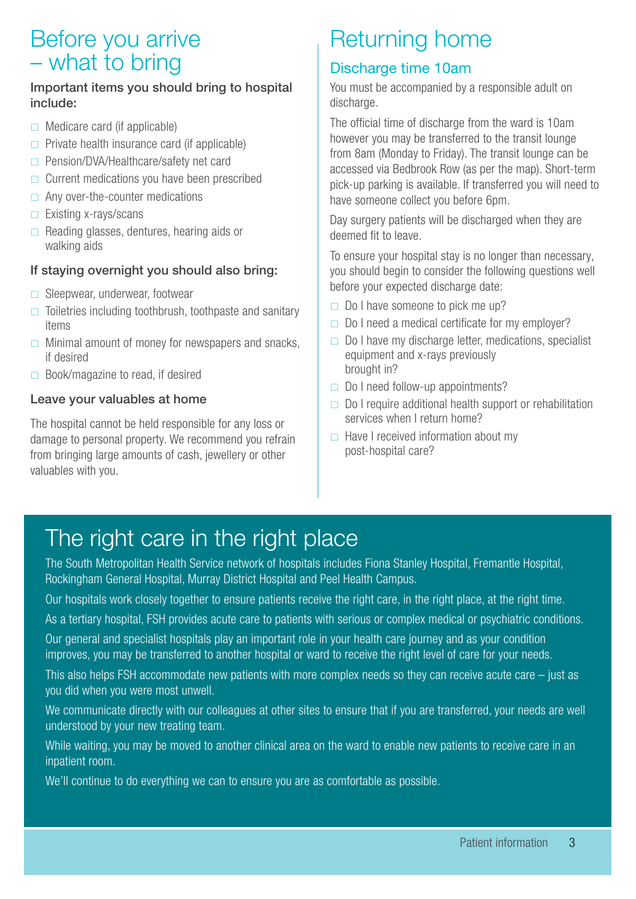# Before you arrive – what to bring

**Important items you should bring to hospital include:**

- ☐ Medicare card (if applicable)
- ☐ Private health insurance card (if applicable)
- ☐ Pension/DVA/Healthcare/safety net card
- ☐ Current medications you have been prescribed
- ☐ Any over-the-counter medications
- ☐ Existing x-rays/scans
- ☐ Reading glasses, dentures, hearing aids or walking aids

**If staying overnight you should also bring:**

- ☐ Sleepwear, underwear, footwear
- ☐ Toiletries including toothbrush, toothpaste and sanitary items
- ☐ Minimal amount of money for newspapers and snacks, if desired
- ☐ Book/magazine to read, if desired

**Leave your valuables at home**

The hospital cannot be held responsible for any loss or damage to personal property. We recommend you refrain from bringing large amounts of cash, jewellery or other valuables with you.

# Returning home

## Discharge time 10am

You must be accompanied by a responsible adult on discharge.

The official time of discharge from the ward is 10am however you may be transferred to the transit lounge from 8am (Monday to Friday). The transit lounge can be accessed via Bedbrook Row (as per the map). Short-term pick-up parking is available. If transferred you will need to have someone collect you before 6pm.

Day surgery patients will be discharged when they are deemed fit to leave.

To ensure your hospital stay is no longer than necessary, you should begin to consider the following questions well before your expected discharge date:

- ☐ Do I have someone to pick me up?
- ☐ Do I need a medical certificate for my employer?
- ☐ Do I have my discharge letter, medications, specialist equipment and x-rays previously brought in?
- ☐ Do I need follow-up appointments?
- ☐ Do I require additional health support or rehabilitation services when I return home?
- ☐ Have I received information about my post-hospital care?

# The right care in the right place

The South Metropolitan Health Service network of hospitals includes Fiona Stanley Hospital, Fremantle Hospital, Rockingham General Hospital, Murray District Hospital and Peel Health Campus.

Our hospitals work closely together to ensure patients receive the right care, in the right place, at the right time.

As a tertiary hospital, FSH provides acute care to patients with serious or complex medical or psychiatric conditions.

Our general and specialist hospitals play an important role in your health care journey and as your condition improves, you may be transferred to another hospital or ward to receive the right level of care for your needs.

This also helps FSH accommodate new patients with more complex needs so they can receive acute care – just as you did when you were most unwell.

We communicate directly with our colleagues at other sites to ensure that if you are transferred, your needs are well understood by your new treating team.

While waiting, you may be moved to another clinical area on the ward to enable new patients to receive care in an inpatient room.

We'll continue to do everything we can to ensure you are as comfortable as possible.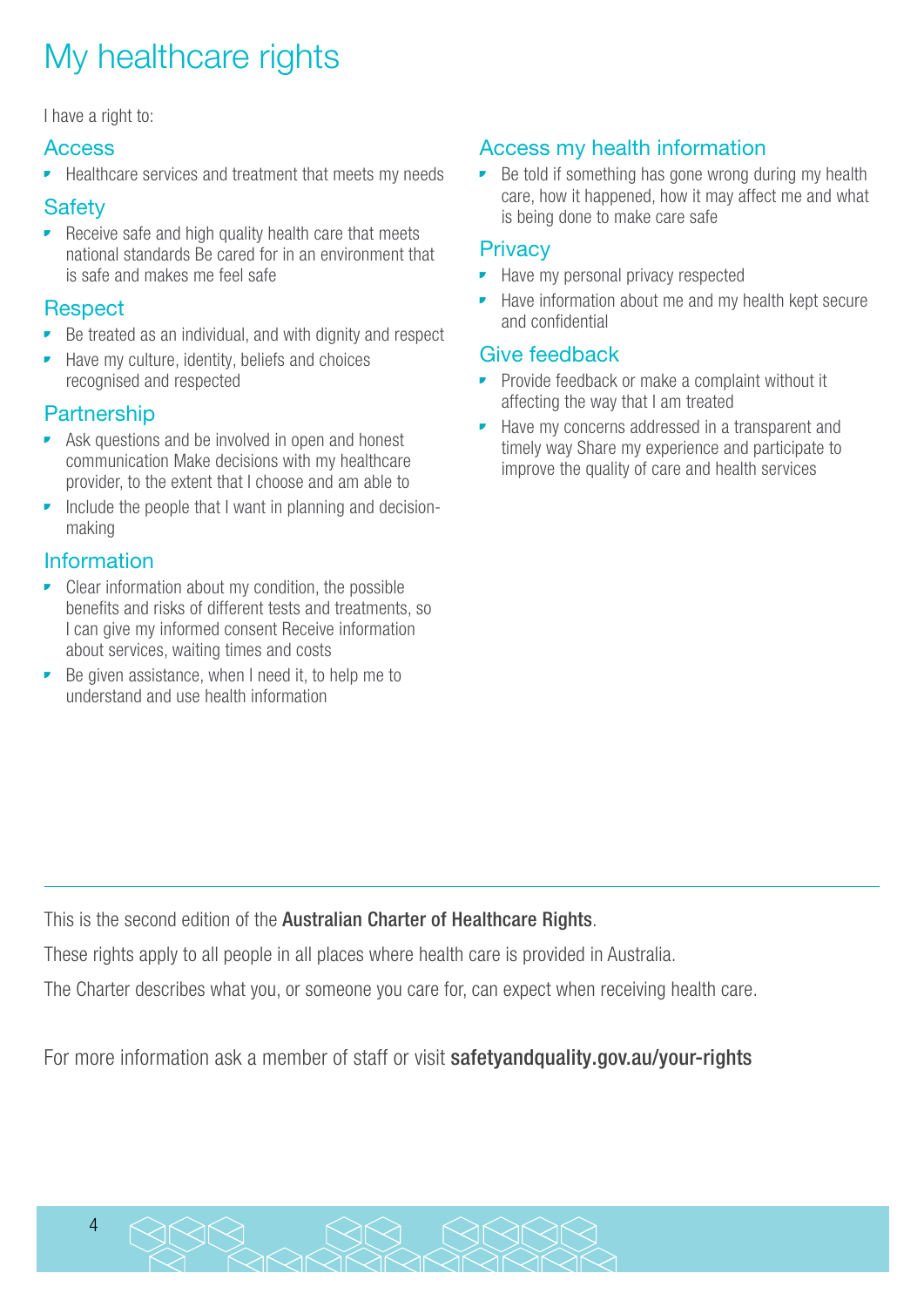# My healthcare rights

I have a right to:

## Access

- Healthcare services and treatment that meets my needs

## Safety

- Receive safe and high quality health care that meets national standards Be cared for in an environment that is safe and makes me feel safe

## Respect

- Be treated as an individual, and with dignity and respect
- Have my culture, identity, beliefs and choices recognised and respected

## Partnership

- Ask questions and be involved in open and honest communication Make decisions with my healthcare provider, to the extent that I choose and am able to
- Include the people that I want in planning and decision-making

## Information

- Clear information about my condition, the possible benefits and risks of different tests and treatments, so I can give my informed consent Receive information about services, waiting times and costs
- Be given assistance, when I need it, to help me to understand and use health information

## Access my health information

- Be told if something has gone wrong during my health care, how it happened, how it may affect me and what is being done to make care safe

## Privacy

- Have my personal privacy respected
- Have information about me and my health kept secure and confidential

## Give feedback

- Provide feedback or make a complaint without it affecting the way that I am treated
- Have my concerns addressed in a transparent and timely way Share my experience and participate to improve the quality of care and health services

---

This is the second edition of the **Australian Charter of Healthcare Rights**.

These rights apply to all people in all places where health care is provided in Australia.

The Charter describes what you, or someone you care for, can expect when receiving health care.

For more information ask a member of staff or visit **safetyandquality.gov.au/your-rights**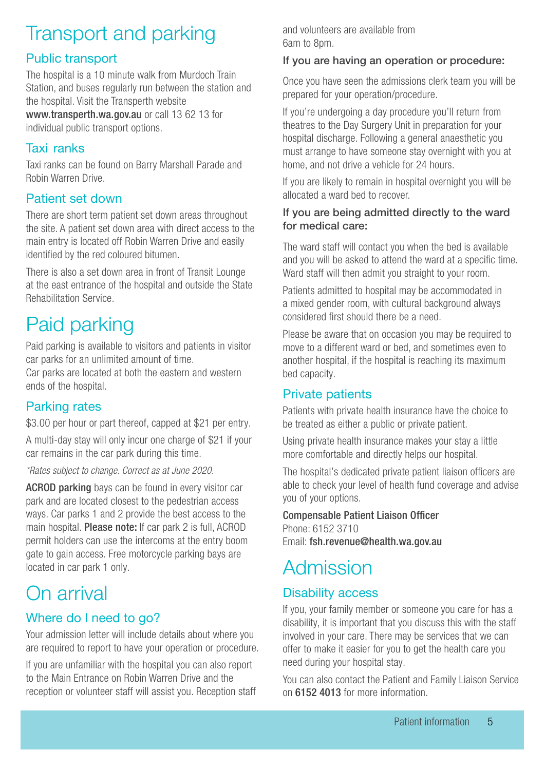# Transport and parking

## Public transport

The hospital is a 10 minute walk from Murdoch Train Station, and buses regularly run between the station and the hospital. Visit the Transperth website **www.transperth.wa.gov.au** or call 13 62 13 for individual public transport options.

## Taxi ranks

Taxi ranks can be found on Barry Marshall Parade and Robin Warren Drive.

## Patient set down

There are short term patient set down areas throughout the site. A patient set down area with direct access to the main entry is located off Robin Warren Drive and easily identified by the red coloured bitumen.

There is also a set down area in front of Transit Lounge at the east entrance of the hospital and outside the State Rehabilitation Service.

# Paid parking

Paid parking is available to visitors and patients in visitor car parks for an unlimited amount of time.
Car parks are located at both the eastern and western ends of the hospital.

## Parking rates

$3.00 per hour or part thereof, capped at $21 per entry.

A multi-day stay will only incur one charge of $21 if your car remains in the car park during this time.

*\*Rates subject to change. Correct as at June 2020.*

**ACROD parking** bays can be found in every visitor car park and are located closest to the pedestrian access ways. Car parks 1 and 2 provide the best access to the main hospital. **Please note:** If car park 2 is full, ACROD permit holders can use the intercoms at the entry boom gate to gain access. Free motorcycle parking bays are located in car park 1 only.

# On arrival

## Where do I need to go?

Your admission letter will include details about where you are required to report to have your operation or procedure.

If you are unfamiliar with the hospital you can also report to the Main Entrance on Robin Warren Drive and the reception or volunteer staff will assist you. Reception staff and volunteers are available from 6am to 8pm.

### If you are having an operation or procedure:

Once you have seen the admissions clerk team you will be prepared for your operation/procedure.

If you're undergoing a day procedure you'll return from theatres to the Day Surgery Unit in preparation for your hospital discharge. Following a general anaesthetic you must arrange to have someone stay overnight with you at home, and not drive a vehicle for 24 hours.

If you are likely to remain in hospital overnight you will be allocated a ward bed to recover.

### If you are being admitted directly to the ward for medical care:

The ward staff will contact you when the bed is available and you will be asked to attend the ward at a specific time. Ward staff will then admit you straight to your room.

Patients admitted to hospital may be accommodated in a mixed gender room, with cultural background always considered first should there be a need.

Please be aware that on occasion you may be required to move to a different ward or bed, and sometimes even to another hospital, if the hospital is reaching its maximum bed capacity.

## Private patients

Patients with private health insurance have the choice to be treated as either a public or private patient.

Using private health insurance makes your stay a little more comfortable and directly helps our hospital.

The hospital's dedicated private patient liaison officers are able to check your level of health fund coverage and advise you of your options.

**Compensable Patient Liaison Officer**
Phone: 6152 3710
Email: **fsh.revenue@health.wa.gov.au**

# Admission

## Disability access

If you, your family member or someone you care for has a disability, it is important that you discuss this with the staff involved in your care. There may be services that we can offer to make it easier for you to get the health care you need during your hospital stay.

You can also contact the Patient and Family Liaison Service on **6152 4013** for more information.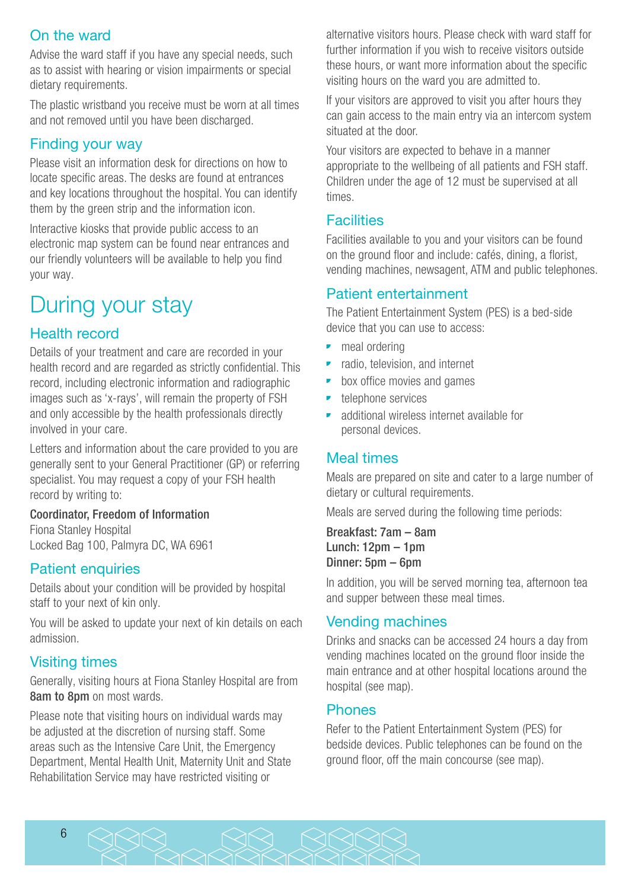## On the ward

Advise the ward staff if you have any special needs, such as to assist with hearing or vision impairments or special dietary requirements.

The plastic wristband you receive must be worn at all times and not removed until you have been discharged.

## Finding your way

Please visit an information desk for directions on how to locate specific areas. The desks are found at entrances and key locations throughout the hospital. You can identify them by the green strip and the information icon.

Interactive kiosks that provide public access to an electronic map system can be found near entrances and our friendly volunteers will be available to help you find your way.

# During your stay

## Health record

Details of your treatment and care are recorded in your health record and are regarded as strictly confidential. This record, including electronic information and radiographic images such as 'x-rays', will remain the property of FSH and only accessible by the health professionals directly involved in your care.

Letters and information about the care provided to you are generally sent to your General Practitioner (GP) or referring specialist. You may request a copy of your FSH health record by writing to:

**Coordinator, Freedom of Information**
Fiona Stanley Hospital
Locked Bag 100, Palmyra DC, WA 6961

## Patient enquiries

Details about your condition will be provided by hospital staff to your next of kin only.

You will be asked to update your next of kin details on each admission.

## Visiting times

Generally, visiting hours at Fiona Stanley Hospital are from **8am to 8pm** on most wards.

Please note that visiting hours on individual wards may be adjusted at the discretion of nursing staff. Some areas such as the Intensive Care Unit, the Emergency Department, Mental Health Unit, Maternity Unit and State Rehabilitation Service may have restricted visiting or alternative visitors hours. Please check with ward staff for further information if you wish to receive visitors outside these hours, or want more information about the specific visiting hours on the ward you are admitted to.

If your visitors are approved to visit you after hours they can gain access to the main entry via an intercom system situated at the door.

Your visitors are expected to behave in a manner appropriate to the wellbeing of all patients and FSH staff. Children under the age of 12 must be supervised at all times.

## Facilities

Facilities available to you and your visitors can be found on the ground floor and include: cafés, dining, a florist, vending machines, newsagent, ATM and public telephones.

## Patient entertainment

The Patient Entertainment System (PES) is a bed-side device that you can use to access:

- meal ordering
- radio, television, and internet
- box office movies and games
- telephone services
- additional wireless internet available for personal devices.

## Meal times

Meals are prepared on site and cater to a large number of dietary or cultural requirements.

Meals are served during the following time periods:

**Breakfast: 7am – 8am**
**Lunch: 12pm – 1pm**
**Dinner: 5pm – 6pm**

In addition, you will be served morning tea, afternoon tea and supper between these meal times.

## Vending machines

Drinks and snacks can be accessed 24 hours a day from vending machines located on the ground floor inside the main entrance and at other hospital locations around the hospital (see map).

## Phones

Refer to the Patient Entertainment System (PES) for bedside devices. Public telephones can be found on the ground floor, off the main concourse (see map).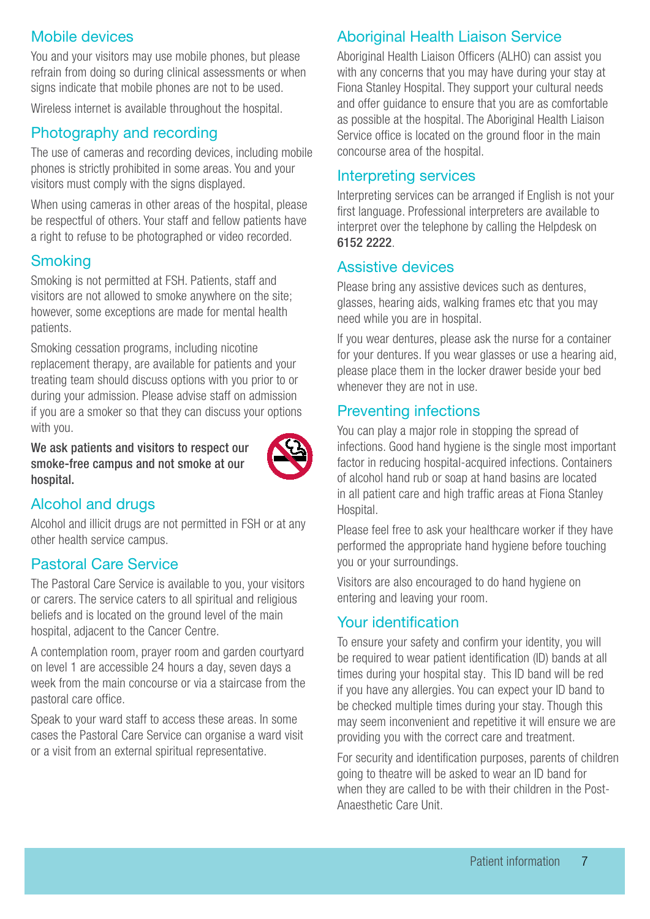## Mobile devices

You and your visitors may use mobile phones, but please refrain from doing so during clinical assessments or when signs indicate that mobile phones are not to be used.

Wireless internet is available throughout the hospital.

## Photography and recording

The use of cameras and recording devices, including mobile phones is strictly prohibited in some areas. You and your visitors must comply with the signs displayed.

When using cameras in other areas of the hospital, please be respectful of others. Your staff and fellow patients have a right to refuse to be photographed or video recorded.

## Smoking

Smoking is not permitted at FSH. Patients, staff and visitors are not allowed to smoke anywhere on the site; however, some exceptions are made for mental health patients.

Smoking cessation programs, including nicotine replacement therapy, are available for patients and your treating team should discuss options with you prior to or during your admission. Please advise staff on admission if you are a smoker so that they can discuss your options with you.

**We ask patients and visitors to respect our smoke-free campus and not smoke at our hospital.**

## Alcohol and drugs

Alcohol and illicit drugs are not permitted in FSH or at any other health service campus.

## Pastoral Care Service

The Pastoral Care Service is available to you, your visitors or carers. The service caters to all spiritual and religious beliefs and is located on the ground level of the main hospital, adjacent to the Cancer Centre.

A contemplation room, prayer room and garden courtyard on level 1 are accessible 24 hours a day, seven days a week from the main concourse or via a staircase from the pastoral care office.

Speak to your ward staff to access these areas. In some cases the Pastoral Care Service can organise a ward visit or a visit from an external spiritual representative.

## Aboriginal Health Liaison Service

Aboriginal Health Liaison Officers (ALHO) can assist you with any concerns that you may have during your stay at Fiona Stanley Hospital. They support your cultural needs and offer guidance to ensure that you are as comfortable as possible at the hospital. The Aboriginal Health Liaison Service office is located on the ground floor in the main concourse area of the hospital.

## Interpreting services

Interpreting services can be arranged if English is not your first language. Professional interpreters are available to interpret over the telephone by calling the Helpdesk on **6152 2222**.

## Assistive devices

Please bring any assistive devices such as dentures, glasses, hearing aids, walking frames etc that you may need while you are in hospital.

If you wear dentures, please ask the nurse for a container for your dentures. If you wear glasses or use a hearing aid, please place them in the locker drawer beside your bed whenever they are not in use.

## Preventing infections

You can play a major role in stopping the spread of infections. Good hand hygiene is the single most important factor in reducing hospital-acquired infections. Containers of alcohol hand rub or soap at hand basins are located in all patient care and high traffic areas at Fiona Stanley Hospital.

Please feel free to ask your healthcare worker if they have performed the appropriate hand hygiene before touching you or your surroundings.

Visitors are also encouraged to do hand hygiene on entering and leaving your room.

## Your identification

To ensure your safety and confirm your identity, you will be required to wear patient identification (ID) bands at all times during your hospital stay. This ID band will be red if you have any allergies. You can expect your ID band to be checked multiple times during your stay. Though this may seem inconvenient and repetitive it will ensure we are providing you with the correct care and treatment.

For security and identification purposes, parents of children going to theatre will be asked to wear an ID band for when they are called to be with their children in the Post-Anaesthetic Care Unit.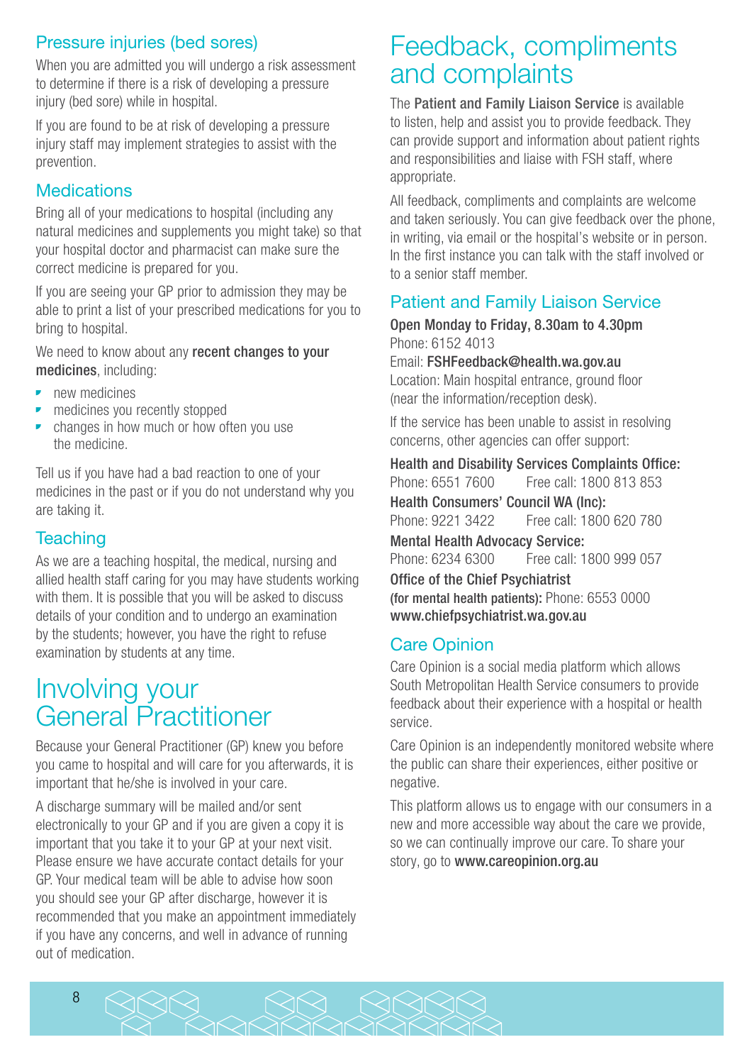## Pressure injuries (bed sores)

When you are admitted you will undergo a risk assessment to determine if there is a risk of developing a pressure injury (bed sore) while in hospital.

If you are found to be at risk of developing a pressure injury staff may implement strategies to assist with the prevention.

## Medications

Bring all of your medications to hospital (including any natural medicines and supplements you might take) so that your hospital doctor and pharmacist can make sure the correct medicine is prepared for you.

If you are seeing your GP prior to admission they may be able to print a list of your prescribed medications for you to bring to hospital.

We need to know about any **recent changes to your medicines**, including:

- new medicines
- medicines you recently stopped
- changes in how much or how often you use the medicine.

Tell us if you have had a bad reaction to one of your medicines in the past or if you do not understand why you are taking it.

## Teaching

As we are a teaching hospital, the medical, nursing and allied health staff caring for you may have students working with them. It is possible that you will be asked to discuss details of your condition and to undergo an examination by the students; however, you have the right to refuse examination by students at any time.

# Involving your General Practitioner

Because your General Practitioner (GP) knew you before you came to hospital and will care for you afterwards, it is important that he/she is involved in your care.

A discharge summary will be mailed and/or sent electronically to your GP and if you are given a copy it is important that you take it to your GP at your next visit. Please ensure we have accurate contact details for your GP. Your medical team will be able to advise how soon you should see your GP after discharge, however it is recommended that you make an appointment immediately if you have any concerns, and well in advance of running out of medication.

# Feedback, compliments and complaints

The **Patient and Family Liaison Service** is available to listen, help and assist you to provide feedback. They can provide support and information about patient rights and responsibilities and liaise with FSH staff, where appropriate.

All feedback, compliments and complaints are welcome and taken seriously. You can give feedback over the phone, in writing, via email or the hospital's website or in person. In the first instance you can talk with the staff involved or to a senior staff member.

## Patient and Family Liaison Service

**Open Monday to Friday, 8.30am to 4.30pm**
Phone: 6152 4013
Email: **FSHFeedback@health.wa.gov.au**
Location: Main hospital entrance, ground floor (near the information/reception desk).

If the service has been unable to assist in resolving concerns, other agencies can offer support:

**Health and Disability Services Complaints Office:**
Phone: 6551 7600 Free call: 1800 813 853

**Health Consumers' Council WA (Inc):**
Phone: 9221 3422 Free call: 1800 620 780

**Mental Health Advocacy Service:**
Phone: 6234 6300 Free call: 1800 999 057

**Office of the Chief Psychiatrist (for mental health patients):** Phone: 6553 0000
**www.chiefpsychiatrist.wa.gov.au**

## Care Opinion

Care Opinion is a social media platform which allows South Metropolitan Health Service consumers to provide feedback about their experience with a hospital or health service.

Care Opinion is an independently monitored website where the public can share their experiences, either positive or negative.

This platform allows us to engage with our consumers in a new and more accessible way about the care we provide, so we can continually improve our care. To share your story, go to **www.careopinion.org.au**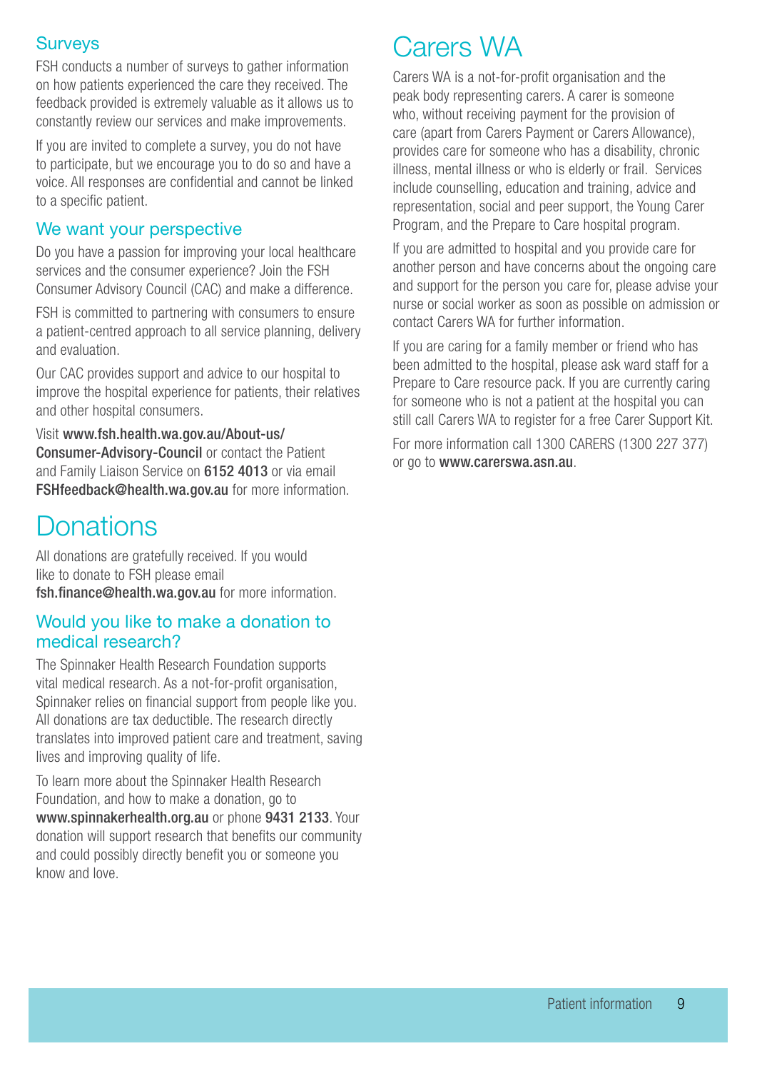### Surveys

FSH conducts a number of surveys to gather information on how patients experienced the care they received. The feedback provided is extremely valuable as it allows us to constantly review our services and make improvements.

If you are invited to complete a survey, you do not have to participate, but we encourage you to do so and have a voice. All responses are confidential and cannot be linked to a specific patient.

### We want your perspective

Do you have a passion for improving your local healthcare services and the consumer experience? Join the FSH Consumer Advisory Council (CAC) and make a difference.

FSH is committed to partnering with consumers to ensure a patient-centred approach to all service planning, delivery and evaluation.

Our CAC provides support and advice to our hospital to improve the hospital experience for patients, their relatives and other hospital consumers.

Visit **www.fsh.health.wa.gov.au/About-us/Consumer-Advisory-Council** or contact the Patient and Family Liaison Service on **6152 4013** or via email **FSHfeedback@health.wa.gov.au** for more information.

## Donations

All donations are gratefully received. If you would like to donate to FSH please email **fsh.finance@health.wa.gov.au** for more information.

### Would you like to make a donation to medical research?

The Spinnaker Health Research Foundation supports vital medical research. As a not-for-profit organisation, Spinnaker relies on financial support from people like you. All donations are tax deductible. The research directly translates into improved patient care and treatment, saving lives and improving quality of life.

To learn more about the Spinnaker Health Research Foundation, and how to make a donation, go to **www.spinnakerhealth.org.au** or phone **9431 2133**. Your donation will support research that benefits our community and could possibly directly benefit you or someone you know and love.

## Carers WA

Carers WA is a not-for-profit organisation and the peak body representing carers. A carer is someone who, without receiving payment for the provision of care (apart from Carers Payment or Carers Allowance), provides care for someone who has a disability, chronic illness, mental illness or who is elderly or frail. Services include counselling, education and training, advice and representation, social and peer support, the Young Carer Program, and the Prepare to Care hospital program.

If you are admitted to hospital and you provide care for another person and have concerns about the ongoing care and support for the person you care for, please advise your nurse or social worker as soon as possible on admission or contact Carers WA for further information.

If you are caring for a family member or friend who has been admitted to the hospital, please ask ward staff for a Prepare to Care resource pack. If you are currently caring for someone who is not a patient at the hospital you can still call Carers WA to register for a free Carer Support Kit.

For more information call 1300 CARERS (1300 227 377) or go to **www.carerswa.asn.au**.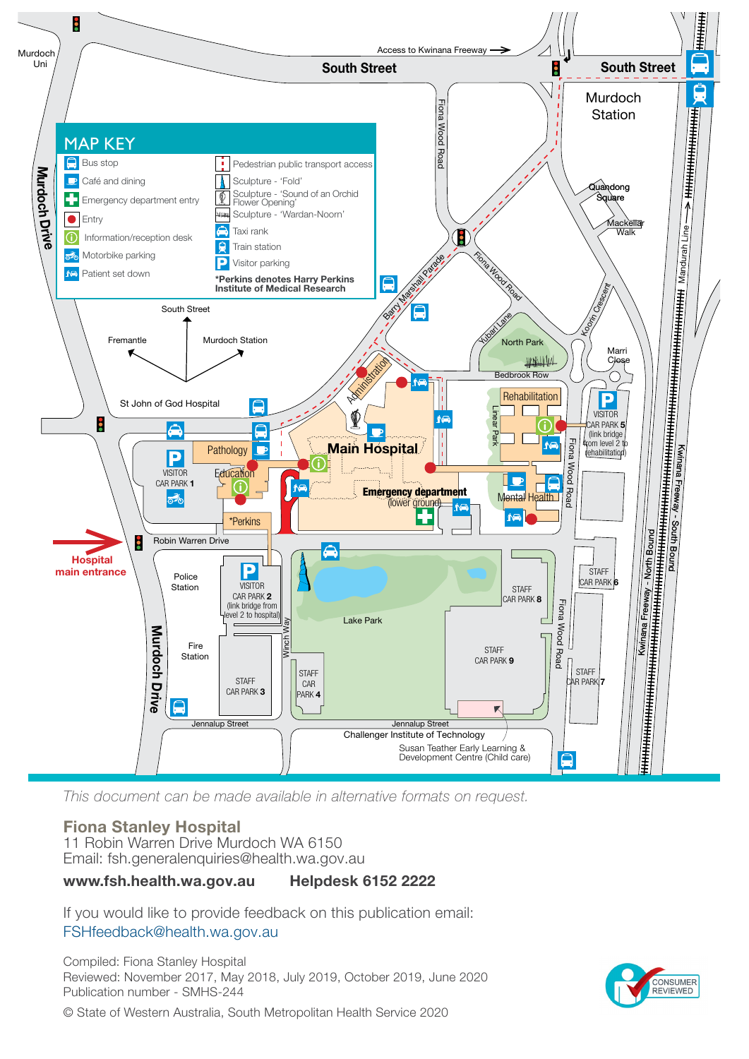## MAP KEY

- Bus stop
- Café and dining
- Emergency department entry
- Entry
- Information/reception desk
- Motorbike parking
- Patient set down
- Pedestrian public transport access
- Sculpture - 'Fold'
- Sculpture - 'Sound of an Orchid Flower Opening'
- Sculpture - 'Wardan-Noorn'
- Taxi rank
- Train station
- Visitor parking

*Perkins denotes Harry Perkins Institute of Medical Research

South Street
Access to Kwinana Freeway
Murdoch Uni
Murdoch Station
Murdoch Drive
Fiona Wood Road
Quandong Square
Mackellar Walk
Mandurah Line
Barry Marshall Parade
Yubari Lane
North Park
Koorin Crescent
Marri Close
Bedbrook Row
Fremantle
St John of God Hospital
Administration
Rehabilitation
Linear Park
VISITOR CAR PARK 5 (link bridge from level 2 to rehabilitation)
Pathology
Main Hospital
Education
VISITOR CAR PARK 1
Emergency department (lower ground)
Mental Health
*Perkins
Kwinana Freeway - South Bound
Kwinana Freeway - North Bound
Robin Warren Drive
Hospital main entrance
Police Station
VISITOR CAR PARK 2 (link bridge from level 2 to hospital)
Lake Park
STAFF CAR PARK 8
STAFF CAR PARK 6
Fire Station
Winch Way
STAFF CAR PARK 3
STAFF CAR PARK 4
STAFF CAR PARK 9
STAFF CAR PARK 7
Jennalup Street
Challenger Institute of Technology
Susan Teather Early Learning & Development Centre (Child care)

*This document can be made available in alternative formats on request.*

**Fiona Stanley Hospital**
11 Robin Warren Drive Murdoch WA 6150
Email: fsh.generalenquiries@health.wa.gov.au

**www.fsh.health.wa.gov.au** **Helpdesk 6152 2222**

If you would like to provide feedback on this publication email:
FSHfeedback@health.wa.gov.au

Compiled: Fiona Stanley Hospital
Reviewed: November 2017, May 2018, July 2019, October 2019, June 2020
Publication number - SMHS-244

© State of Western Australia, South Metropolitan Health Service 2020

CONSUMER REVIEWED